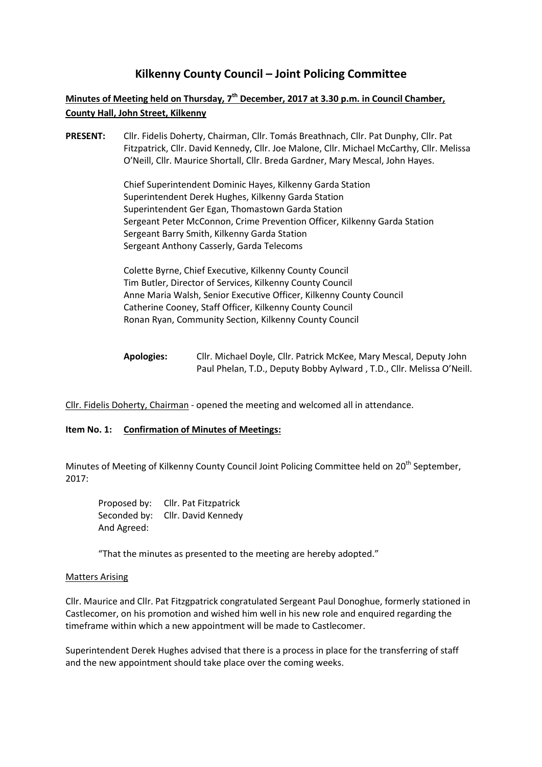# Kilkenny County Council – Joint Policing Committee

**Minutes of Meeting held on Thursday, 7th December, 2017 at 3.30 p.m. in Council Chamber, County Hall, John Street, Kilkenny**

**PRESENT:** Cllr. Fidelis Doherty, Chairman, Cllr. Tomás Breathnach, Cllr. Pat Dunphy, Cllr. Pat Fitzpatrick, Cllr. David Kennedy, Cllr. Joe Malone, Cllr. Michael McCarthy, Cllr. Melissa O'Neill, Cllr. Maurice Shortall, Cllr. Breda Gardner, Mary Mescal, John Hayes.

Chief Superintendent Dominic Hayes, Kilkenny Garda Station
Superintendent Derek Hughes, Kilkenny Garda Station
Superintendent Ger Egan, Thomastown Garda Station
Sergeant Peter McConnon, Crime Prevention Officer, Kilkenny Garda Station
Sergeant Barry Smith, Kilkenny Garda Station
Sergeant Anthony Casserly, Garda Telecoms

Colette Byrne, Chief Executive, Kilkenny County Council
Tim Butler, Director of Services, Kilkenny County Council
Anne Maria Walsh, Senior Executive Officer, Kilkenny County Council
Catherine Cooney, Staff Officer, Kilkenny County Council
Ronan Ryan, Community Section, Kilkenny County Council

**Apologies:** Cllr. Michael Doyle, Cllr. Patrick McKee, Mary Mescal, Deputy John Paul Phelan, T.D., Deputy Bobby Aylward , T.D., Cllr. Melissa O'Neill.

Cllr. Fidelis Doherty, Chairman - opened the meeting and welcomed all in attendance.

**Item No. 1: Confirmation of Minutes of Meetings:**

Minutes of Meeting of Kilkenny County Council Joint Policing Committee held on 20th September, 2017:

Proposed by: Cllr. Pat Fitzpatrick
Seconded by: Cllr. David Kennedy
And Agreed:

"That the minutes as presented to the meeting are hereby adopted."

Matters Arising

Cllr. Maurice and Cllr. Pat Fitzgpatrick congratulated Sergeant Paul Donoghue, formerly stationed in Castlecomer, on his promotion and wished him well in his new role and enquired regarding the timeframe within which a new appointment will be made to Castlecomer.

Superintendent Derek Hughes advised that there is a process in place for the transferring of staff and the new appointment should take place over the coming weeks.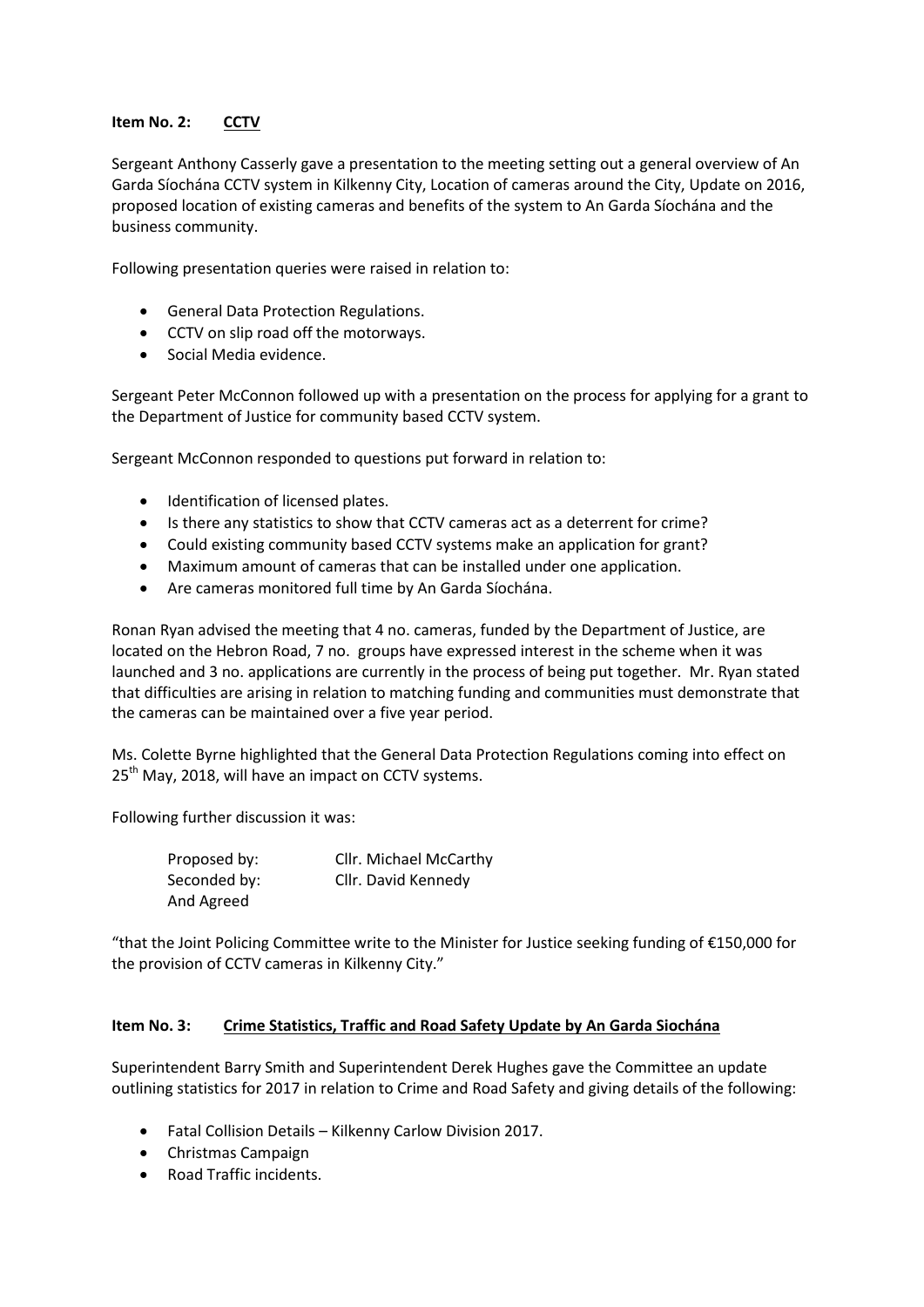**Item No. 2: <u>CCTV</u>**

Sergeant Anthony Casserly gave a presentation to the meeting setting out a general overview of An Garda Síochána CCTV system in Kilkenny City, Location of cameras around the City, Update on 2016, proposed location of existing cameras and benefits of the system to An Garda Síochána and the business community.

Following presentation queries were raised in relation to:

- General Data Protection Regulations.
- CCTV on slip road off the motorways.
- Social Media evidence.

Sergeant Peter McConnon followed up with a presentation on the process for applying for a grant to the Department of Justice for community based CCTV system.

Sergeant McConnon responded to questions put forward in relation to:

- Identification of licensed plates.
- Is there any statistics to show that CCTV cameras act as a deterrent for crime?
- Could existing community based CCTV systems make an application for grant?
- Maximum amount of cameras that can be installed under one application.
- Are cameras monitored full time by An Garda Síochána.

Ronan Ryan advised the meeting that 4 no. cameras, funded by the Department of Justice, are located on the Hebron Road, 7 no. groups have expressed interest in the scheme when it was launched and 3 no. applications are currently in the process of being put together. Mr. Ryan stated that difficulties are arising in relation to matching funding and communities must demonstrate that the cameras can be maintained over a five year period.

Ms. Colette Byrne highlighted that the General Data Protection Regulations coming into effect on 25th May, 2018, will have an impact on CCTV systems.

Following further discussion it was:

Proposed by: Cllr. Michael McCarthy
Seconded by: Cllr. David Kennedy
And Agreed

"that the Joint Policing Committee write to the Minister for Justice seeking funding of €150,000 for the provision of CCTV cameras in Kilkenny City."

**Item No. 3: <u>Crime Statistics, Traffic and Road Safety Update by An Garda Siochána</u>**

Superintendent Barry Smith and Superintendent Derek Hughes gave the Committee an update outlining statistics for 2017 in relation to Crime and Road Safety and giving details of the following:

- Fatal Collision Details – Kilkenny Carlow Division 2017.
- Christmas Campaign
- Road Traffic incidents.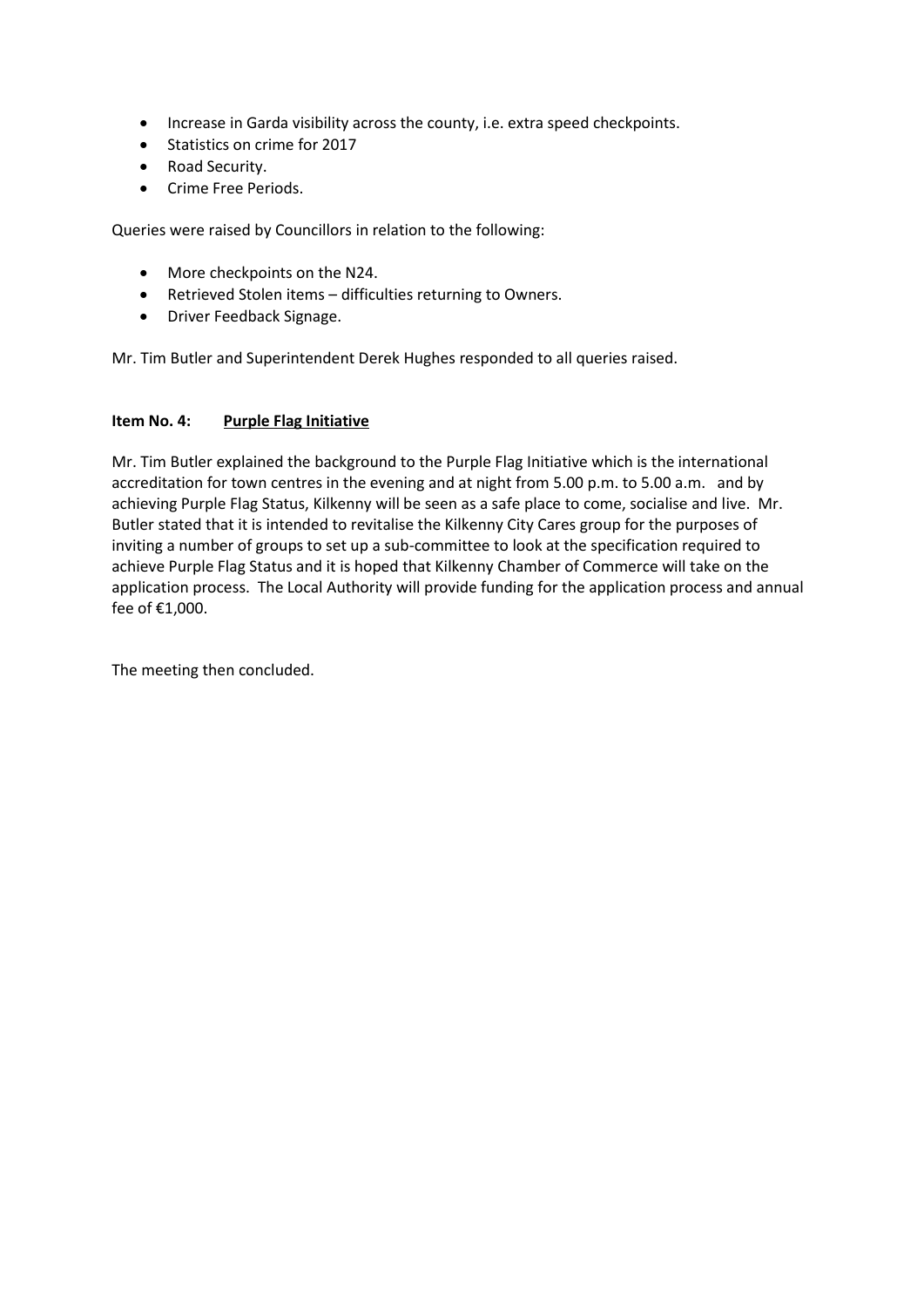- Increase in Garda visibility across the county, i.e. extra speed checkpoints.
- Statistics on crime for 2017
- Road Security.
- Crime Free Periods.

Queries were raised by Councillors in relation to the following:

- More checkpoints on the N24.
- Retrieved Stolen items – difficulties returning to Owners.
- Driver Feedback Signage.

Mr. Tim Butler and Superintendent Derek Hughes responded to all queries raised.

**Item No. 4: <u>Purple Flag Initiative</u>**

Mr. Tim Butler explained the background to the Purple Flag Initiative which is the international accreditation for town centres in the evening and at night from 5.00 p.m. to 5.00 a.m. and by achieving Purple Flag Status, Kilkenny will be seen as a safe place to come, socialise and live. Mr. Butler stated that it is intended to revitalise the Kilkenny City Cares group for the purposes of inviting a number of groups to set up a sub-committee to look at the specification required to achieve Purple Flag Status and it is hoped that Kilkenny Chamber of Commerce will take on the application process. The Local Authority will provide funding for the application process and annual fee of €1,000.

The meeting then concluded.